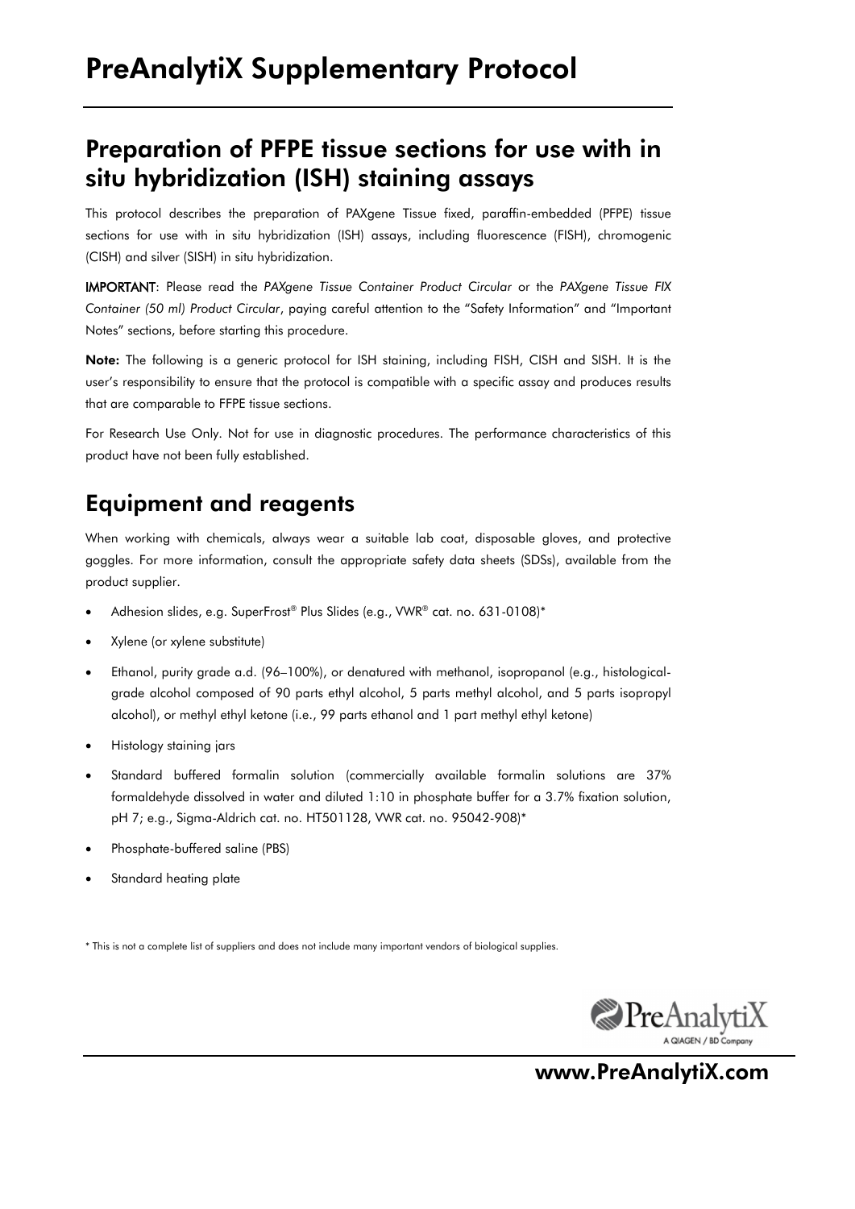# PreAnalytiX Supplementary Protocol

## Preparation of PFPE tissue sections for use with in situ hybridization (ISH) staining assays

This protocol describes the preparation of PAXgene Tissue fixed, paraffin-embedded (PFPE) tissue sections for use with in situ hybridization (ISH) assays, including fluorescence (FISH), chromogenic (CISH) and silver (SISH) in situ hybridization.

**IMPORTANT**: Please read the *PAXgene Tissue Container Product Circular* or the *PAXgene Tissue FIX Container (50 ml) Product Circular*, paying careful attention to the "Safety Information" and "Important Notes" sections, before starting this procedure.

**Note:** The following is a generic protocol for ISH staining, including FISH, CISH and SISH. It is the user's responsibility to ensure that the protocol is compatible with a specific assay and produces results that are comparable to FFPE tissue sections.

For Research Use Only. Not for use in diagnostic procedures. The performance characteristics of this product have not been fully established.

## Equipment and reagents

When working with chemicals, always wear a suitable lab coat, disposable gloves, and protective goggles. For more information, consult the appropriate safety data sheets (SDSs), available from the product supplier.

- Adhesion slides, e.g. SuperFrost® Plus Slides (e.g., VWR® cat. no. 631-0108)*
- Xylene (or xylene substitute)
- Ethanol, purity grade a.d. (96–100%), or denatured with methanol, isopropanol (e.g., histological-grade alcohol composed of 90 parts ethyl alcohol, 5 parts methyl alcohol, and 5 parts isopropyl alcohol), or methyl ethyl ketone (i.e., 99 parts ethanol and 1 part methyl ethyl ketone)
- Histology staining jars
- Standard buffered formalin solution (commercially available formalin solutions are 37% formaldehyde dissolved in water and diluted 1:10 in phosphate buffer for a 3.7% fixation solution, pH 7; e.g., Sigma-Aldrich cat. no. HT501128, VWR cat. no. 95042-908)*
- Phosphate-buffered saline (PBS)
- Standard heating plate

\* This is not a complete list of suppliers and does not include many important vendors of biological supplies.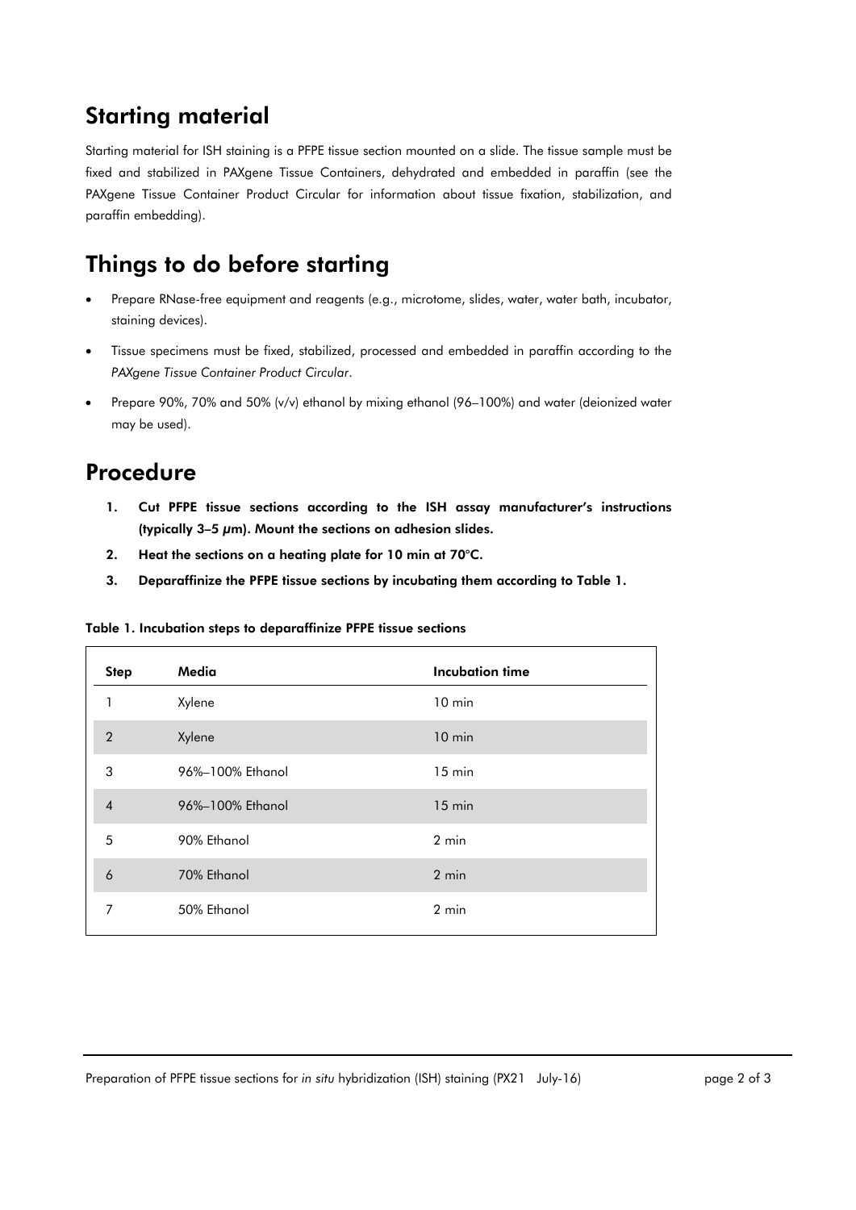## Starting material

Starting material for ISH staining is a PFPE tissue section mounted on a slide. The tissue sample must be fixed and stabilized in PAXgene Tissue Containers, dehydrated and embedded in paraffin (see the PAXgene Tissue Container Product Circular for information about tissue fixation, stabilization, and paraffin embedding).

## Things to do before starting

- Prepare RNase-free equipment and reagents (e.g., microtome, slides, water, water bath, incubator, staining devices).
- Tissue specimens must be fixed, stabilized, processed and embedded in paraffin according to the *PAXgene Tissue Container Product Circular*.
- Prepare 90%, 70% and 50% (v/v) ethanol by mixing ethanol (96–100%) and water (deionized water may be used).

## Procedure

1. **Cut PFPE tissue sections according to the ISH assay manufacturer's instructions (typically 3–5 µm). Mount the sections on adhesion slides.**
2. **Heat the sections on a heating plate for 10 min at 70°C.**
3. **Deparaffinize the PFPE tissue sections by incubating them according to Table 1.**

**Table 1. Incubation steps to deparaffinize PFPE tissue sections**

| Step | Media | Incubation time |
|---|---|---|
| 1 | Xylene | 10 min |
| 2 | Xylene | 10 min |
| 3 | 96%–100% Ethanol | 15 min |
| 4 | 96%–100% Ethanol | 15 min |
| 5 | 90% Ethanol | 2 min |
| 6 | 70% Ethanol | 2 min |
| 7 | 50% Ethanol | 2 min |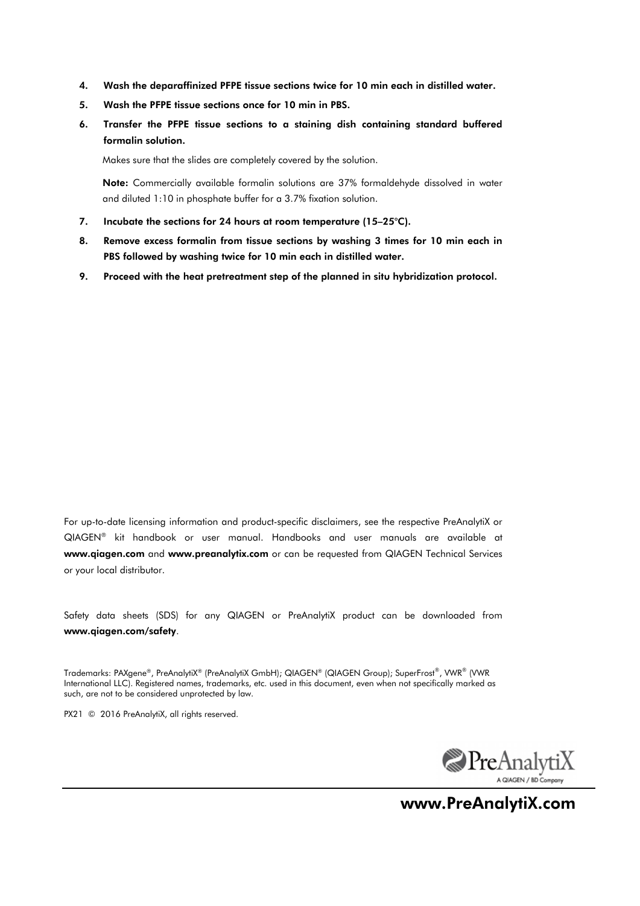4. **Wash the deparaffinized PFPE tissue sections twice for 10 min each in distilled water.**
5. **Wash the PFPE tissue sections once for 10 min in PBS.**
6. **Transfer the PFPE tissue sections to a staining dish containing standard buffered formalin solution.**

   Makes sure that the slides are completely covered by the solution.

   **Note:** Commercially available formalin solutions are 37% formaldehyde dissolved in water and diluted 1:10 in phosphate buffer for a 3.7% fixation solution.

7. **Incubate the sections for 24 hours at room temperature (15–25°C).**
8. **Remove excess formalin from tissue sections by washing 3 times for 10 min each in PBS followed by washing twice for 10 min each in distilled water.**
9. **Proceed with the heat pretreatment step of the planned in situ hybridization protocol.**

For up-to-date licensing information and product-specific disclaimers, see the respective PreAnalytiX or QIAGEN® kit handbook or user manual. Handbooks and user manuals are available at **www.qiagen.com** and **www.preanalytix.com** or can be requested from QIAGEN Technical Services or your local distributor.

Safety data sheets (SDS) for any QIAGEN or PreAnalytiX product can be downloaded from **www.qiagen.com/safety**.

Trademarks: PAXgene®, PreAnalytiX® (PreAnalytiX GmbH); QIAGEN® (QIAGEN Group); SuperFrost®, VWR® (VWR International LLC). Registered names, trademarks, etc. used in this document, even when not specifically marked as such, are not to be considered unprotected by law.

PX21 © 2016 PreAnalytiX, all rights reserved.

PreAnalytiX
A QIAGEN / BD Company

**www.PreAnalytiX.com**